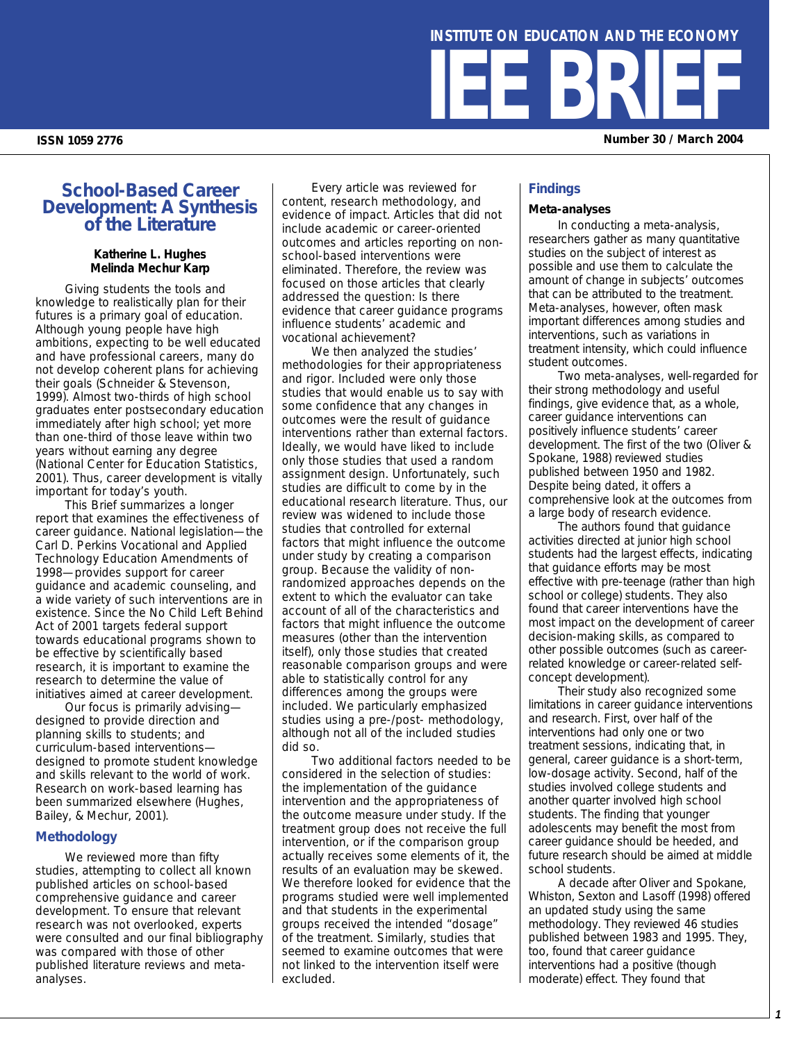INSTITUTE ON EDUCATION AND THE ECONOMY

# IEE BRIEF

ISSN 1059 2776

Number 30 / March 2004

## School-Based Career Development: A Synthesis of the Literature

**Katherine L. Hughes**
**Melinda Mechur Karp**

Giving students the tools and knowledge to realistically plan for their futures is a primary goal of education. Although young people have high ambitions, expecting to be well educated and have professional careers, many do not develop coherent plans for achieving their goals (Schneider & Stevenson, 1999). Almost two-thirds of high school graduates enter postsecondary education immediately after high school; yet more than one-third of those leave within two years without earning any degree (National Center for Education Statistics, 2001). Thus, career development is vitally important for today's youth.

This Brief summarizes a longer report that examines the effectiveness of career guidance. National legislation—the Carl D. Perkins Vocational and Applied Technology Education Amendments of 1998—provides support for career guidance and academic counseling, and a wide variety of such interventions are in existence. Since the No Child Left Behind Act of 2001 targets federal support towards educational programs shown to be effective by scientifically based research, it is important to examine the research to determine the value of initiatives aimed at career development.

Our focus is primarily advising—designed to provide direction and planning skills to students; and curriculum-based interventions—designed to promote student knowledge and skills relevant to the world of work. Research on work-based learning has been summarized elsewhere (Hughes, Bailey, & Mechur, 2001).

### Methodology

We reviewed more than fifty studies, attempting to collect all known published articles on school-based comprehensive guidance and career development. To ensure that relevant research was not overlooked, experts were consulted and our final bibliography was compared with those of other published literature reviews and meta-analyses.

Every article was reviewed for content, research methodology, and evidence of impact. Articles that did not include academic or career-oriented outcomes and articles reporting on non-school-based interventions were eliminated. Therefore, the review was focused on those articles that clearly addressed the question: Is there evidence that career guidance programs influence students' academic and vocational achievement?

We then analyzed the studies' methodologies for their appropriateness and rigor. Included were only those studies that would enable us to say with some confidence that any changes in outcomes were the result of guidance interventions rather than external factors. Ideally, we would have liked to include only those studies that used a random assignment design. Unfortunately, such studies are difficult to come by in the educational research literature. Thus, our review was widened to include those studies that controlled for external factors that might influence the outcome under study by creating a comparison group. Because the validity of non-randomized approaches depends on the extent to which the evaluator can take account of all of the characteristics and factors that might influence the outcome measures (other than the intervention itself), only those studies that created reasonable comparison groups and were able to statistically control for any differences among the groups were included. We particularly emphasized studies using a pre-/post- methodology, although not all of the included studies did so.

Two additional factors needed to be considered in the selection of studies: the implementation of the guidance intervention and the appropriateness of the outcome measure under study. If the treatment group does not receive the full intervention, or if the comparison group actually receives some elements of it, the results of an evaluation may be skewed. We therefore looked for evidence that the programs studied were well implemented and that students in the experimental groups received the intended "dosage" of the treatment. Similarly, studies that seemed to examine outcomes that were not linked to the intervention itself were excluded.

### Findings

#### Meta-analyses

In conducting a meta-analysis, researchers gather as many quantitative studies on the subject of interest as possible and use them to calculate the amount of change in subjects' outcomes that can be attributed to the treatment. Meta-analyses, however, often mask important differences among studies and interventions, such as variations in treatment intensity, which could influence student outcomes.

Two meta-analyses, well-regarded for their strong methodology and useful findings, give evidence that, as a whole, career guidance interventions can positively influence students' career development. The first of the two (Oliver & Spokane, 1988) reviewed studies published between 1950 and 1982. Despite being dated, it offers a comprehensive look at the outcomes from a large body of research evidence.

The authors found that guidance activities directed at junior high school students had the largest effects, indicating that guidance efforts may be most effective with pre-teenage (rather than high school or college) students. They also found that career interventions have the most impact on the development of career decision-making skills, as compared to other possible outcomes (such as career-related knowledge or career-related self-concept development).

Their study also recognized some limitations in career guidance interventions and research. First, over half of the interventions had only one or two treatment sessions, indicating that, in general, career guidance is a short-term, low-dosage activity. Second, half of the studies involved college students and another quarter involved high school students. The finding that younger adolescents may benefit the most from career guidance should be heeded, and future research should be aimed at middle school students.

A decade after Oliver and Spokane, Whiston, Sexton and Lasoff (1998) offered an updated study using the same methodology. They reviewed 46 studies published between 1983 and 1995. They, too, found that career guidance interventions had a positive (though moderate) effect. They found that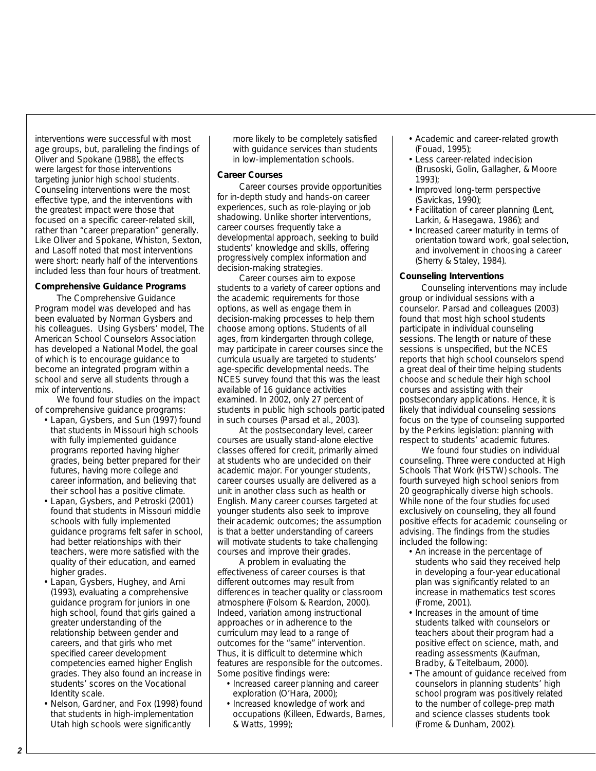interventions were successful with most age groups, but, paralleling the findings of Oliver and Spokane (1988), the effects were largest for those interventions targeting junior high school students. Counseling interventions were the most effective type, and the interventions with the greatest impact were those that focused on a specific career-related skill, rather than "career preparation" generally. Like Oliver and Spokane, Whiston, Sexton, and Lasoff noted that most interventions were short: nearly half of the interventions included less than four hours of treatment.

### Comprehensive Guidance Programs

The Comprehensive Guidance Program model was developed and has been evaluated by Norman Gysbers and his colleagues. Using Gysbers' model, The American School Counselors Association has developed a National Model, the goal of which is to encourage guidance to become an integrated program within a school and serve all students through a mix of interventions.

We found four studies on the impact of comprehensive guidance programs:

- Lapan, Gysbers, and Sun (1997) found that students in Missouri high schools with fully implemented guidance programs reported having higher grades, being better prepared for their futures, having more college and career information, and believing that their school has a positive climate.
- Lapan, Gysbers, and Petroski (2001) found that students in Missouri middle schools with fully implemented guidance programs felt safer in school, had better relationships with their teachers, were more satisfied with the quality of their education, and earned higher grades.
- Lapan, Gysbers, Hughey, and Arni (1993), evaluating a comprehensive guidance program for juniors in one high school, found that girls gained a greater understanding of the relationship between gender and careers, and that girls who met specified career development competencies earned higher English grades. They also found an increase in students' scores on the Vocational Identity scale.
- Nelson, Gardner, and Fox (1998) found that students in high-implementation Utah high schools were significantly more likely to be completely satisfied with guidance services than students in low-implementation schools.

### Career Courses

Career courses provide opportunities for in-depth study and hands-on career experiences, such as role-playing or job shadowing. Unlike shorter interventions, career courses frequently take a developmental approach, seeking to build students' knowledge and skills, offering progressively complex information and decision-making strategies.

Career courses aim to expose students to a variety of career options and the academic requirements for those options, as well as engage them in decision-making processes to help them choose among options. Students of all ages, from kindergarten through college, may participate in career courses since the curricula usually are targeted to students' age-specific developmental needs. The NCES survey found that this was the least available of 16 guidance activities examined. In 2002, only 27 percent of students in public high schools participated in such courses (Parsad et al., 2003).

At the postsecondary level, career courses are usually stand-alone elective classes offered for credit, primarily aimed at students who are undecided on their academic major. For younger students, career courses usually are delivered as a unit in another class such as health or English. Many career courses targeted at younger students also seek to improve their academic outcomes; the assumption is that a better understanding of careers will motivate students to take challenging courses and improve their grades.

A problem in evaluating the effectiveness of career courses is that different outcomes may result from differences in teacher quality or classroom atmosphere (Folsom & Reardon, 2000). Indeed, variation among instructional approaches or in adherence to the curriculum may lead to a range of outcomes for the "same" intervention. Thus, it is difficult to determine which features are responsible for the outcomes. Some positive findings were:

- Increased career planning and career exploration (O'Hara, 2000);
- Increased knowledge of work and occupations (Killeen, Edwards, Barnes, & Watts, 1999);
- Academic and career-related growth (Fouad, 1995);
- Less career-related indecision (Brusoski, Golin, Gallagher, & Moore 1993);
- Improved long-term perspective (Savickas, 1990);
- Facilitation of career planning (Lent, Larkin, & Hasegawa, 1986); and
- Increased career maturity in terms of orientation toward work, goal selection, and involvement in choosing a career (Sherry & Staley, 1984).

### Counseling Interventions

Counseling interventions may include group or individual sessions with a counselor. Parsad and colleagues (2003) found that most high school students participate in individual counseling sessions. The length or nature of these sessions is unspecified, but the NCES reports that high school counselors spend a great deal of their time helping students choose and schedule their high school courses and assisting with their postsecondary applications. Hence, it is likely that individual counseling sessions focus on the type of counseling supported by the Perkins legislation: planning with respect to students' academic futures.

We found four studies on individual counseling. Three were conducted at High Schools That Work (HSTW) schools. The fourth surveyed high school seniors from 20 geographically diverse high schools. While none of the four studies focused exclusively on counseling, they all found positive effects for academic counseling or advising. The findings from the studies included the following:

- An increase in the percentage of students who said they received help in developing a four-year educational plan was significantly related to an increase in mathematics test scores (Frome, 2001).
- Increases in the amount of time students talked with counselors or teachers about their program had a positive effect on science, math, and reading assessments (Kaufman, Bradby, & Teitelbaum, 2000).
- The amount of guidance received from counselors in planning students' high school program was positively related to the number of college-prep math and science classes students took (Frome & Dunham, 2002).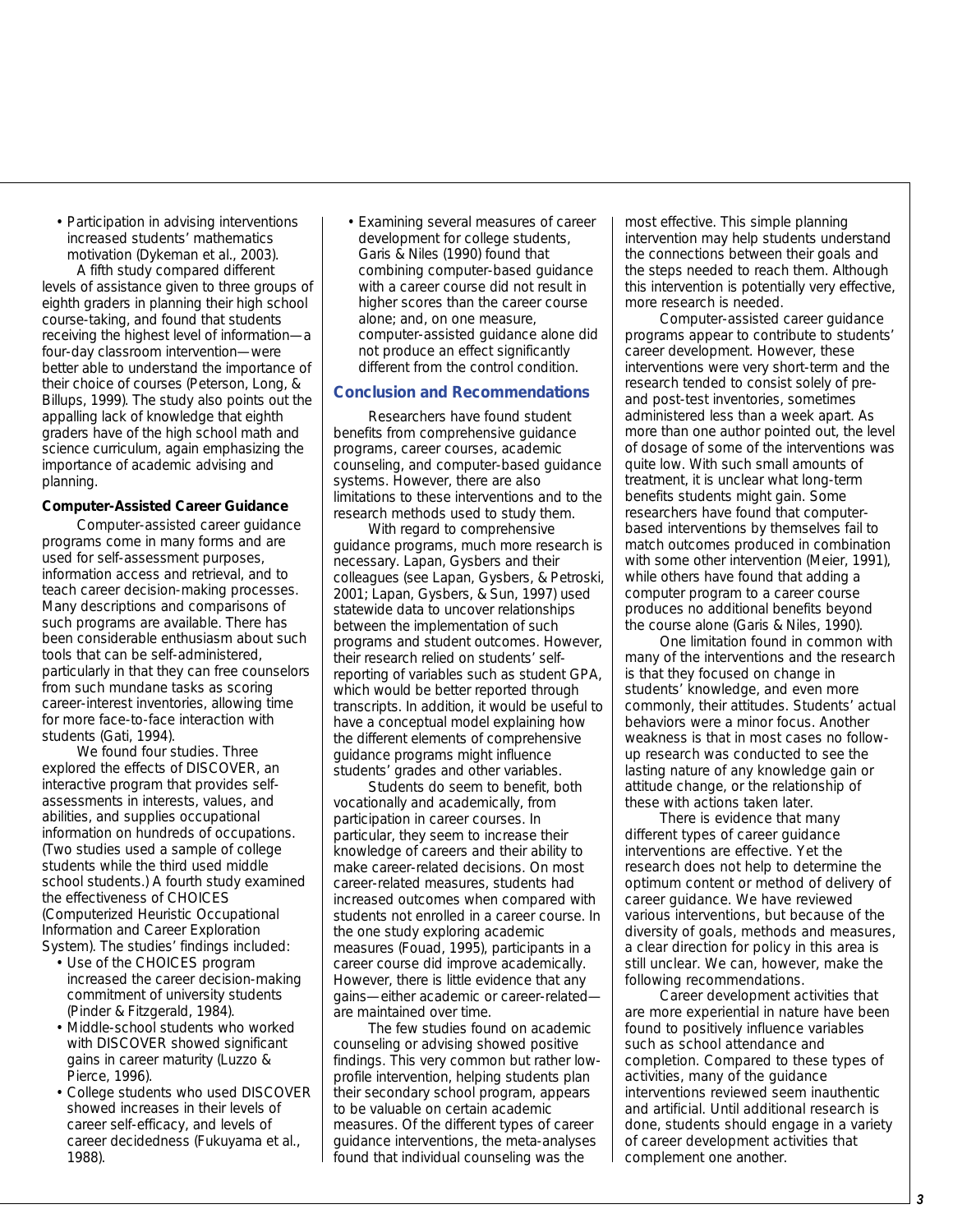- Participation in advising interventions increased students' mathematics motivation (Dykeman et al., 2003).

A fifth study compared different levels of assistance given to three groups of eighth graders in planning their high school course-taking, and found that students receiving the highest level of information—a four-day classroom intervention—were better able to understand the importance of their choice of courses (Peterson, Long, & Billups, 1999). The study also points out the appalling lack of knowledge that eighth graders have of the high school math and science curriculum, again emphasizing the importance of academic advising and planning.

### Computer-Assisted Career Guidance

Computer-assisted career guidance programs come in many forms and are used for self-assessment purposes, information access and retrieval, and to teach career decision-making processes. Many descriptions and comparisons of such programs are available. There has been considerable enthusiasm about such tools that can be self-administered, particularly in that they can free counselors from such mundane tasks as scoring career-interest inventories, allowing time for more face-to-face interaction with students (Gati, 1994).

We found four studies. Three explored the effects of DISCOVER, an interactive program that provides self-assessments in interests, values, and abilities, and supplies occupational information on hundreds of occupations. (Two studies used a sample of college students while the third used middle school students.) A fourth study examined the effectiveness of CHOICES (Computerized Heuristic Occupational Information and Career Exploration System). The studies' findings included:

- Use of the CHOICES program increased the career decision-making commitment of university students (Pinder & Fitzgerald, 1984).
- Middle-school students who worked with DISCOVER showed significant gains in career maturity (Luzzo & Pierce, 1996).
- College students who used DISCOVER showed increases in their levels of career self-efficacy, and levels of career decidedness (Fukuyama et al., 1988).
- Examining several measures of career development for college students, Garis & Niles (1990) found that combining computer-based guidance with a career course did not result in higher scores than the career course alone; and, on one measure, computer-assisted guidance alone did not produce an effect significantly different from the control condition.

## Conclusion and Recommendations

Researchers have found student benefits from comprehensive guidance programs, career courses, academic counseling, and computer-based guidance systems. However, there are also limitations to these interventions and to the research methods used to study them.

With regard to comprehensive guidance programs, much more research is necessary. Lapan, Gysbers and their colleagues (see Lapan, Gysbers, & Petroski, 2001; Lapan, Gysbers, & Sun, 1997) used statewide data to uncover relationships between the implementation of such programs and student outcomes. However, their research relied on students' self-reporting of variables such as student GPA, which would be better reported through transcripts. In addition, it would be useful to have a conceptual model explaining how the different elements of comprehensive guidance programs might influence students' grades and other variables.

Students do seem to benefit, both vocationally and academically, from participation in career courses. In particular, they seem to increase their knowledge of careers and their ability to make career-related decisions. On most career-related measures, students had increased outcomes when compared with students not enrolled in a career course. In the one study exploring academic measures (Fouad, 1995), participants in a career course did improve academically. However, there is little evidence that any gains—either academic or career-related—are maintained over time.

The few studies found on academic counseling or advising showed positive findings. This very common but rather low-profile intervention, helping students plan their secondary school program, appears to be valuable on certain academic measures. Of the different types of career guidance interventions, the meta-analyses found that individual counseling was the most effective. This simple planning intervention may help students understand the connections between their goals and the steps needed to reach them. Although this intervention is potentially very effective, more research is needed.

Computer-assisted career guidance programs appear to contribute to students' career development. However, these interventions were very short-term and the research tended to consist solely of pre- and post-test inventories, sometimes administered less than a week apart. As more than one author pointed out, the level of dosage of some of the interventions was quite low. With such small amounts of treatment, it is unclear what long-term benefits students might gain. Some researchers have found that computer-based interventions by themselves fail to match outcomes produced in combination with some other intervention (Meier, 1991), while others have found that adding a computer program to a career course produces no additional benefits beyond the course alone (Garis & Niles, 1990).

One limitation found in common with many of the interventions and the research is that they focused on change in students' knowledge, and even more commonly, their attitudes. Students' actual behaviors were a minor focus. Another weakness is that in most cases no follow-up research was conducted to see the lasting nature of any knowledge gain or attitude change, or the relationship of these with actions taken later.

There is evidence that many different types of career guidance interventions are effective. Yet the research does not help to determine the optimum content or method of delivery of career guidance. We have reviewed various interventions, but because of the diversity of goals, methods and measures, a clear direction for policy in this area is still unclear. We can, however, make the following recommendations.

Career development activities that are more experiential in nature have been found to positively influence variables such as school attendance and completion. Compared to these types of activities, many of the guidance interventions reviewed seem inauthentic and artificial. Until additional research is done, students should engage in a variety of career development activities that complement one another.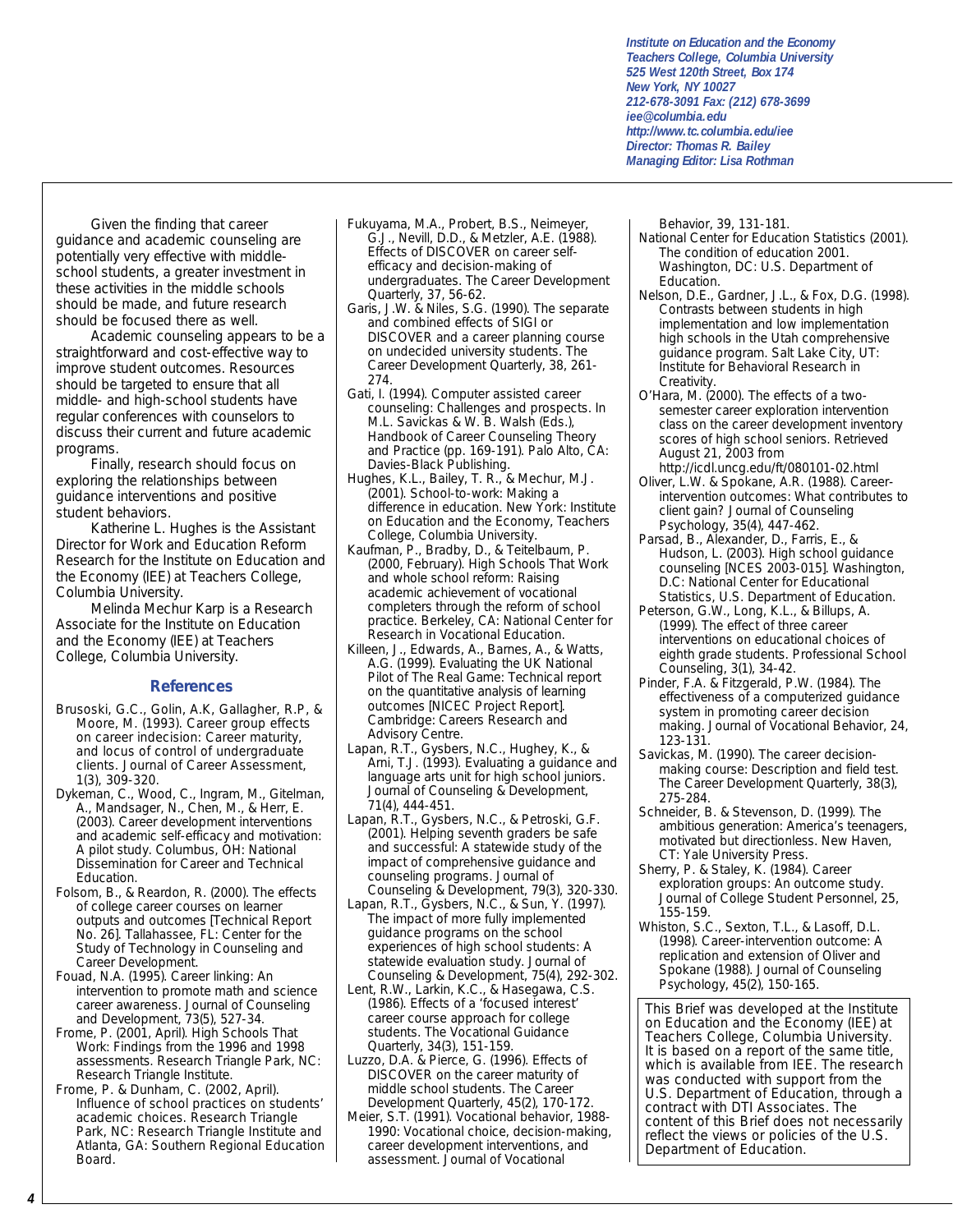Institute on Education and the Economy
Teachers College, Columbia University
525 West 120th Street, Box 174
New York, NY 10027
212-678-3091 Fax: (212) 678-3699
iee@columbia.edu
http://www.tc.columbia.edu/iee
Director: Thomas R. Bailey
Managing Editor: Lisa Rothman

Given the finding that career guidance and academic counseling are potentially very effective with middle-school students, a greater investment in these activities in the middle schools should be made, and future research should be focused there as well.

Academic counseling appears to be a straightforward and cost-effective way to improve student outcomes. Resources should be targeted to ensure that all middle- and high-school students have regular conferences with counselors to discuss their current and future academic programs.

Finally, research should focus on exploring the relationships between guidance interventions and positive student behaviors.

Katherine L. Hughes is the Assistant Director for Work and Education Reform Research for the Institute on Education and the Economy (IEE) at Teachers College, Columbia University.

Melinda Mechur Karp is a Research Associate for the Institute on Education and the Economy (IEE) at Teachers College, Columbia University.

## References

Brusoski, G.C., Golin, A.K, Gallagher, R.P, & Moore, M. (1993). Career group effects on career indecision: Career maturity, and locus of control of undergraduate clients. Journal of Career Assessment, 1(3), 309-320.

Dykeman, C., Wood, C., Ingram, M., Gitelman, A., Mandsager, N., Chen, M., & Herr, E. (2003). Career development interventions and academic self-efficacy and motivation: A pilot study. Columbus, OH: National Dissemination for Career and Technical Education.

Folsom, B., & Reardon, R. (2000). The effects of college career courses on learner outputs and outcomes [Technical Report No. 26]. Tallahassee, FL: Center for the Study of Technology in Counseling and Career Development.

Fouad, N.A. (1995). Career linking: An intervention to promote math and science career awareness. Journal of Counseling and Development, 73(5), 527-34.

Frome, P. (2001, April). High Schools That Work: Findings from the 1996 and 1998 assessments. Research Triangle Park, NC: Research Triangle Institute.

Frome, P. & Dunham, C. (2002, April). Influence of school practices on students' academic choices. Research Triangle Park, NC: Research Triangle Institute and Atlanta, GA: Southern Regional Education Board.

Fukuyama, M.A., Probert, B.S., Neimeyer, G.J., Nevill, D.D., & Metzler, A.E. (1988). Effects of DISCOVER on career self-efficacy and decision-making of undergraduates. The Career Development Quarterly, 37, 56-62.

Garis, J.W. & Niles, S.G. (1990). The separate and combined effects of SIGI or DISCOVER and a career planning course on undecided university students. The Career Development Quarterly, 38, 261-274.

Gati, I. (1994). Computer assisted career counseling: Challenges and prospects. In M.L. Savickas & W. B. Walsh (Eds.), Handbook of Career Counseling Theory and Practice (pp. 169-191). Palo Alto, CA: Davies-Black Publishing.

Hughes, K.L., Bailey, T. R., & Mechur, M.J. (2001). School-to-work: Making a difference in education. New York: Institute on Education and the Economy, Teachers College, Columbia University.

Kaufman, P., Bradby, D., & Teitelbaum, P. (2000, February). High Schools That Work and whole school reform: Raising academic achievement of vocational completers through the reform of school practice. Berkeley, CA: National Center for Research in Vocational Education.

Killeen, J., Edwards, A., Barnes, A., & Watts, A.G. (1999). Evaluating the UK National Pilot of The Real Game: Technical report on the quantitative analysis of learning outcomes [NICEC Project Report]. Cambridge: Careers Research and Advisory Centre.

Lapan, R.T., Gysbers, N.C., Hughey, K., & Arni, T.J. (1993). Evaluating a guidance and language arts unit for high school juniors. Journal of Counseling & Development, 71(4), 444-451.

Lapan, R.T., Gysbers, N.C., & Petroski, G.F. (2001). Helping seventh graders be safe and successful: A statewide study of the impact of comprehensive guidance and counseling programs. Journal of Counseling & Development, 79(3), 320-330.

Lapan, R.T., Gysbers, N.C., & Sun, Y. (1997). The impact of more fully implemented guidance programs on the school experiences of high school students: A statewide evaluation study. Journal of Counseling & Development, 75(4), 292-302.

Lent, R.W., Larkin, K.C., & Hasegawa, C.S. (1986). Effects of a 'focused interest' career course approach for college students. The Vocational Guidance Quarterly, 34(3), 151-159.

Luzzo, D.A. & Pierce, G. (1996). Effects of DISCOVER on the career maturity of middle school students. The Career Development Quarterly, 45(2), 170-172.

Meier, S.T. (1991). Vocational behavior, 1988-1990: Vocational choice, decision-making, career development interventions, and assessment. Journal of Vocational Behavior, 39, 131-181.

National Center for Education Statistics (2001). The condition of education 2001. Washington, DC: U.S. Department of Education.

Nelson, D.E., Gardner, J.L., & Fox, D.G. (1998). Contrasts between students in high implementation and low implementation high schools in the Utah comprehensive guidance program. Salt Lake City, UT: Institute for Behavioral Research in Creativity.

O'Hara, M. (2000). The effects of a two-semester career exploration intervention class on the career development inventory scores of high school seniors. Retrieved August 21, 2003 from http://icdl.uncg.edu/ft/080101-02.html

Oliver, L.W. & Spokane, A.R. (1988). Career-intervention outcomes: What contributes to client gain? Journal of Counseling Psychology, 35(4), 447-462.

Parsad, B., Alexander, D., Farris, E., & Hudson, L. (2003). High school guidance counseling [NCES 2003-015]. Washington, D.C: National Center for Educational Statistics, U.S. Department of Education.

Peterson, G.W., Long, K.L., & Billups, A. (1999). The effect of three career interventions on educational choices of eighth grade students. Professional School Counseling, 3(1), 34-42.

Pinder, F.A. & Fitzgerald, P.W. (1984). The effectiveness of a computerized guidance system in promoting career decision making. Journal of Vocational Behavior, 24, 123-131.

Savickas, M. (1990). The career decision-making course: Description and field test. The Career Development Quarterly, 38(3), 275-284.

Schneider, B. & Stevenson, D. (1999). The ambitious generation: America's teenagers, motivated but directionless. New Haven, CT: Yale University Press.

Sherry, P. & Staley, K. (1984). Career exploration groups: An outcome study. Journal of College Student Personnel, 25, 155-159.

Whiston, S.C., Sexton, T.L., & Lasoff, D.L. (1998). Career-intervention outcome: A replication and extension of Oliver and Spokane (1988). Journal of Counseling Psychology, 45(2), 150-165.

This Brief was developed at the Institute on Education and the Economy (IEE) at Teachers College, Columbia University. It is based on a report of the same title, which is available from IEE. The research was conducted with support from the U.S. Department of Education, through a contract with DTI Associates. The content of this Brief does not necessarily reflect the views or policies of the U.S. Department of Education.